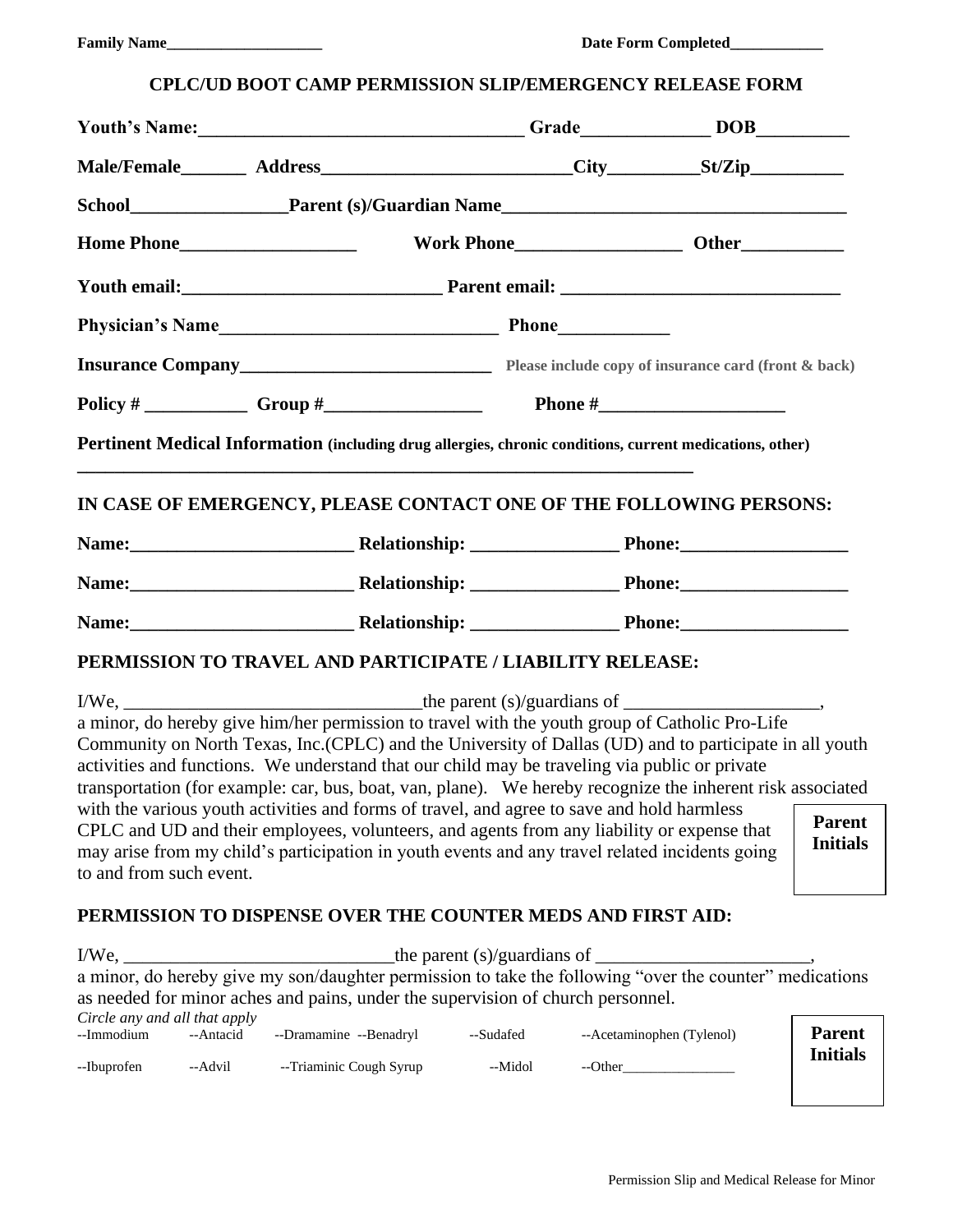**Family Name____________________** **Date Form Completed____________**

## CPLC/UD BOOT CAMP PERMISSION SLIP/EMERGENCY RELEASE FORM

**Youth's Name:__________________________________ Grade_____________ DOB__________**

**Male/Female_______ Address__________________________City__________St/Zip__________**

**School_________________Parent (s)/Guardian Name____________________________________**

**Home Phone___________________ Work Phone_________________ Other___________**

**Youth email:___________________________ Parent email: _____________________________**

**Physician's Name______________________________ Phone____________**

**Insurance Company___________________________** **Please include copy of insurance card (front & back)**

**Policy # ___________ Group #_________________ Phone #____________________**

**Pertinent Medical Information (including drug allergies, chronic conditions, current medications, other)**

_____________________________________________________________________

### IN CASE OF EMERGENCY, PLEASE CONTACT ONE OF THE FOLLOWING PERSONS:

**Name:________________________ Relationship: _______________ Phone:_________________**

**Name:________________________ Relationship: _______________ Phone:_________________**

**Name:________________________ Relationship: _______________ Phone:_________________**

### PERMISSION TO TRAVEL AND PARTICIPATE / LIABILITY RELEASE:

I/We, _______________________________the parent (s)/guardians of _____________________, a minor, do hereby give him/her permission to travel with the youth group of Catholic Pro-Life Community on North Texas, Inc.(CPLC) and the University of Dallas (UD) and to participate in all youth activities and functions. We understand that our child may be traveling via public or private transportation (for example: car, bus, boat, van, plane). We hereby recognize the inherent risk associated with the various youth activities and forms of travel, and agree to save and hold harmless CPLC and UD and their employees, volunteers, and agents from any liability or expense that may arise from my child's participation in youth events and any travel related incidents going to and from such event.

**Parent Initials**

### PERMISSION TO DISPENSE OVER THE COUNTER MEDS AND FIRST AID:

I/We, _____________________________the parent (s)/guardians of _______________________, a minor, do hereby give my son/daughter permission to take the following "over the counter" medications as needed for minor aches and pains, under the supervision of church personnel.

*Circle any and all that apply*

--Immodium --Antacid --Dramamine --Benadryl --Sudafed --Acetaminophen (Tylenol)

--Ibuprofen --Advil --Triaminic Cough Syrup --Midol --Other________________

**Parent Initials**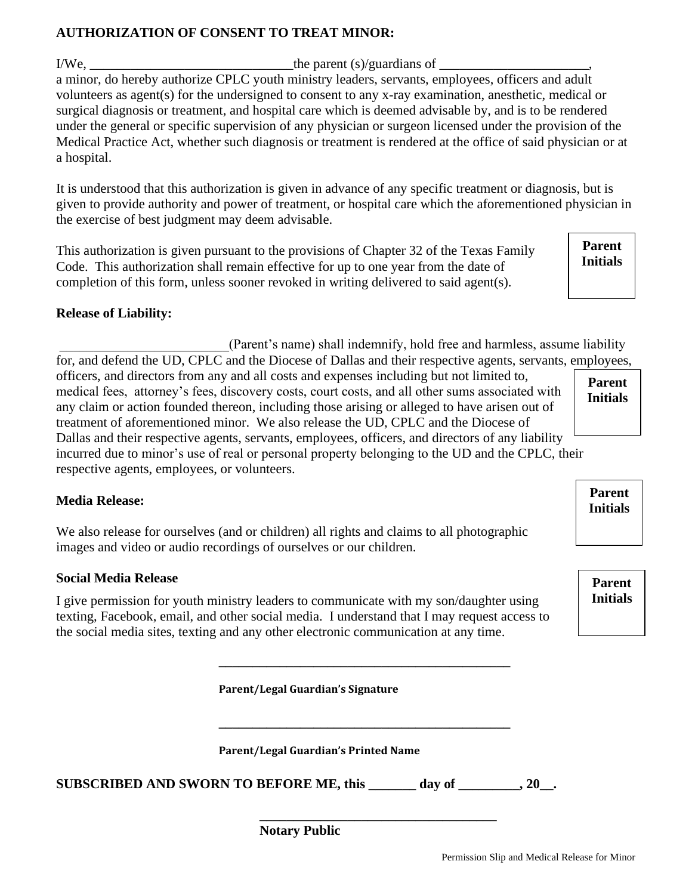**AUTHORIZATION OF CONSENT TO TREAT MINOR:**

I/We, ______________________________the parent (s)/guardians of ______________________, a minor, do hereby authorize CPLC youth ministry leaders, servants, employees, officers and adult volunteers as agent(s) for the undersigned to consent to any x-ray examination, anesthetic, medical or surgical diagnosis or treatment, and hospital care which is deemed advisable by, and is to be rendered under the general or specific supervision of any physician or surgeon licensed under the provision of the Medical Practice Act, whether such diagnosis or treatment is rendered at the office of said physician or at a hospital.

It is understood that this authorization is given in advance of any specific treatment or diagnosis, but is given to provide authority and power of treatment, or hospital care which the aforementioned physician in the exercise of best judgment may deem advisable.

This authorization is given pursuant to the provisions of Chapter 32 of the Texas Family Code. This authorization shall remain effective for up to one year from the date of completion of this form, unless sooner revoked in writing delivered to said agent(s).

**Parent Initials**

**Release of Liability:**

_________________________(Parent's name) shall indemnify, hold free and harmless, assume liability for, and defend the UD, CPLC and the Diocese of Dallas and their respective agents, servants, employees, officers, and directors from any and all costs and expenses including but not limited to, medical fees, attorney's fees, discovery costs, court costs, and all other sums associated with any claim or action founded thereon, including those arising or alleged to have arisen out of treatment of aforementioned minor. We also release the UD, CPLC and the Diocese of Dallas and their respective agents, servants, employees, officers, and directors of any liability incurred due to minor's use of real or personal property belonging to the UD and the CPLC, their respective agents, employees, or volunteers.

**Parent Initials**

**Media Release:**

We also release for ourselves (and or children) all rights and claims to all photographic images and video or audio recordings of ourselves or our children.

**Parent Initials**

**Social Media Release**

I give permission for youth ministry leaders to communicate with my son/daughter using texting, Facebook, email, and other social media. I understand that I may request access to the social media sites, texting and any other electronic communication at any time.

**Parent Initials**

_______________________________________________

**Parent/Legal Guardian's Signature**

_______________________________________________

**Parent/Legal Guardian's Printed Name**

**SUBSCRIBED AND SWORN TO BEFORE ME, this _______ day of _________, 20__.**

_____________________________________

**Notary Public**

Permission Slip and Medical Release for Minor